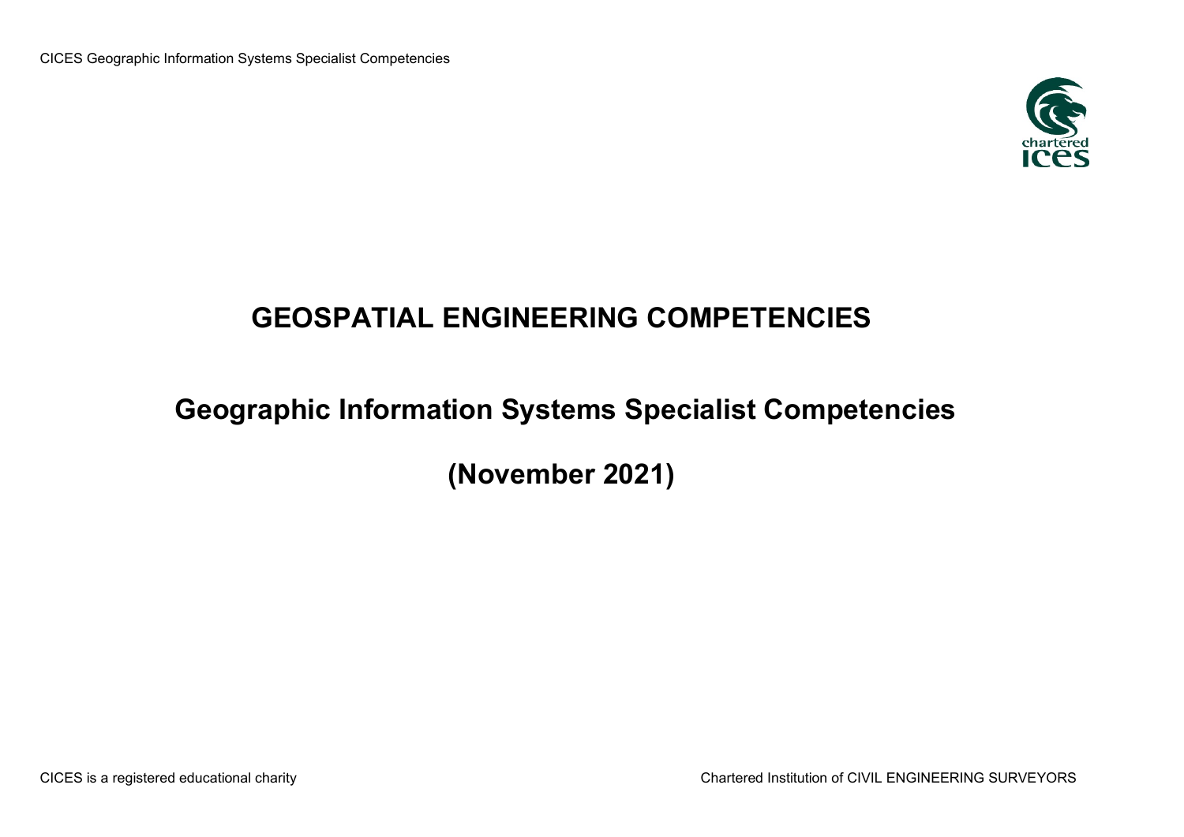# GEOSPATIAL ENGINEERING COMPETENCIES

## Geographic Information Systems Specialist Competencies

## (November 2021)

CICES is a registered educational charity

Chartered Institution of CIVIL ENGINEERING SURVEYORS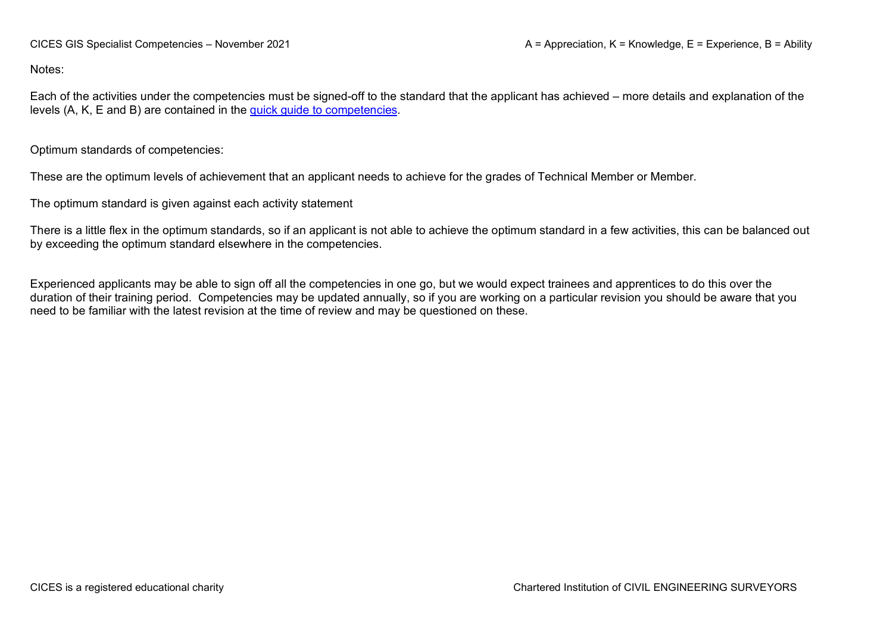Notes:

Each of the activities under the competencies must be signed-off to the standard that the applicant has achieved – more details and explanation of the levels (A, K, E and B) are contained in the [quick guide to competencies](quick guide to competencies).

Optimum standards of competencies:

These are the optimum levels of achievement that an applicant needs to achieve for the grades of Technical Member or Member.

The optimum standard is given against each activity statement

There is a little flex in the optimum standards, so if an applicant is not able to achieve the optimum standard in a few activities, this can be balanced out by exceeding the optimum standard elsewhere in the competencies.

Experienced applicants may be able to sign off all the competencies in one go, but we would expect trainees and apprentices to do this over the duration of their training period. Competencies may be updated annually, so if you are working on a particular revision you should be aware that you need to be familiar with the latest revision at the time of review and may be questioned on these.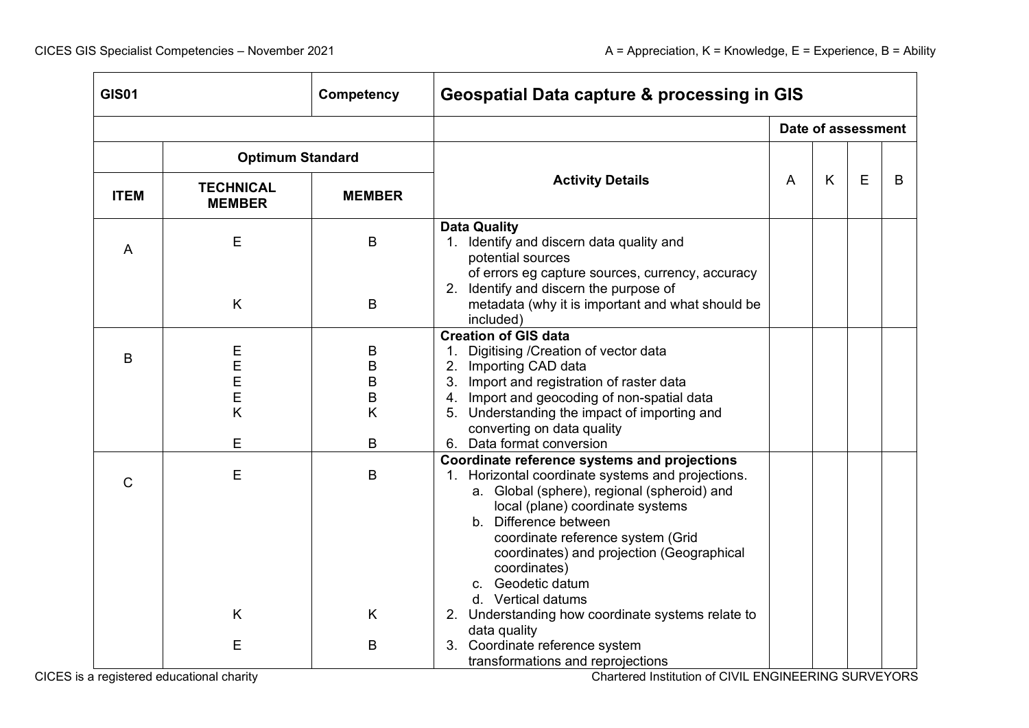| GIS01 | | Competency | Geospatial Data capture & processing in GIS | | | | |
|---|---|---|---|---|---|---|---|
| | | | | Date of assessment | | | |
| | Optimum Standard | | Activity Details | A | K | E | B |
| ITEM | TECHNICAL MEMBER | MEMBER | | | | | |
| A | E<br><br>K | B<br><br>B | **Data Quality**<br>1. Identify and discern data quality and potential sources of errors eg capture sources, currency, accuracy<br>2. Identify and discern the purpose of metadata (why it is important and what should be included) | | | | |
| B | E<br>E<br>E<br>E<br>K<br><br>E | B<br>B<br>B<br>B<br>K<br><br>B | **Creation of GIS data**<br>1. Digitising /Creation of vector data<br>2. Importing CAD data<br>3. Import and registration of raster data<br>4. Import and geocoding of non-spatial data<br>5. Understanding the impact of importing and converting on data quality<br>6. Data format conversion | | | | |
| C | E<br><br>K<br><br>E | B<br><br>K<br><br>B | **Coordinate reference systems and projections**<br>1. Horizontal coordinate systems and projections.<br>a. Global (sphere), regional (spheroid) and local (plane) coordinate systems<br>b. Difference between coordinate reference system (Grid coordinates) and projection (Geographical coordinates)<br>c. Geodetic datum<br>d. Vertical datums<br>2. Understanding how coordinate systems relate to data quality<br>3. Coordinate reference system transformations and reprojections | | | | |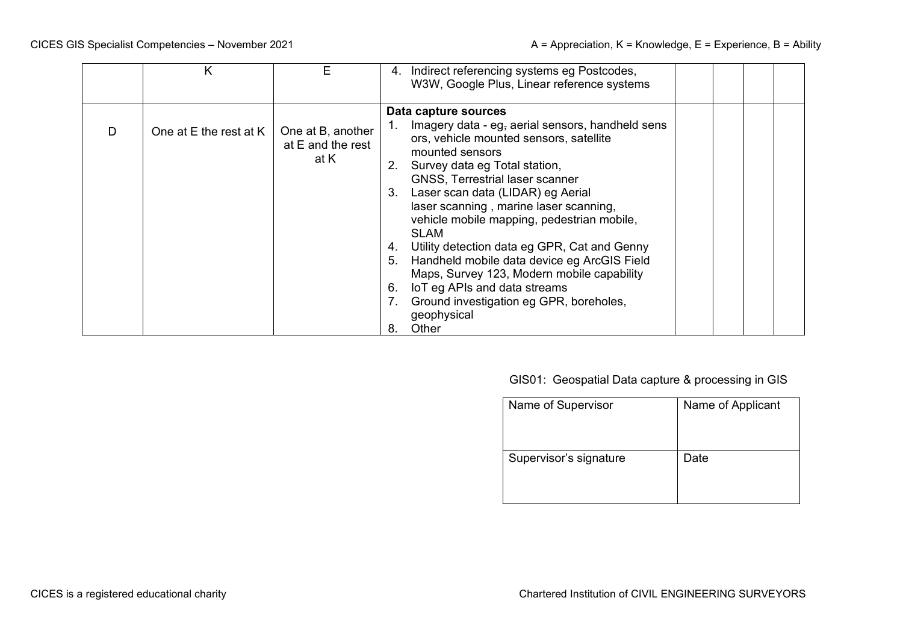|   | K | E | 4. Indirect referencing systems eg Postcodes, W3W, Google Plus, Linear reference systems |   |   |   |   |
|---|---|---|---|---|---|---|---|
| D | One at E the rest at K | One at B, another at E and the rest at K | **Data capture sources**<br>1. Imagery data - eg, aerial sensors, handheld sensors, vehicle mounted sensors, satellite mounted sensors<br>2. Survey data eg Total station, GNSS, Terrestrial laser scanner<br>3. Laser scan data (LIDAR) eg Aerial laser scanning , marine laser scanning, vehicle mobile mapping, pedestrian mobile, SLAM<br>4. Utility detection data eg GPR, Cat and Genny<br>5. Handheld mobile data device eg ArcGIS Field Maps, Survey 123, Modern mobile capability<br>6. IoT eg APIs and data streams<br>7. Ground investigation eg GPR, boreholes, geophysical<br>8. Other |   |   |   |   |

GIS01: Geospatial Data capture & processing in GIS

| Name of Supervisor | Name of Applicant |
|---|---|
| Supervisor's signature | Date |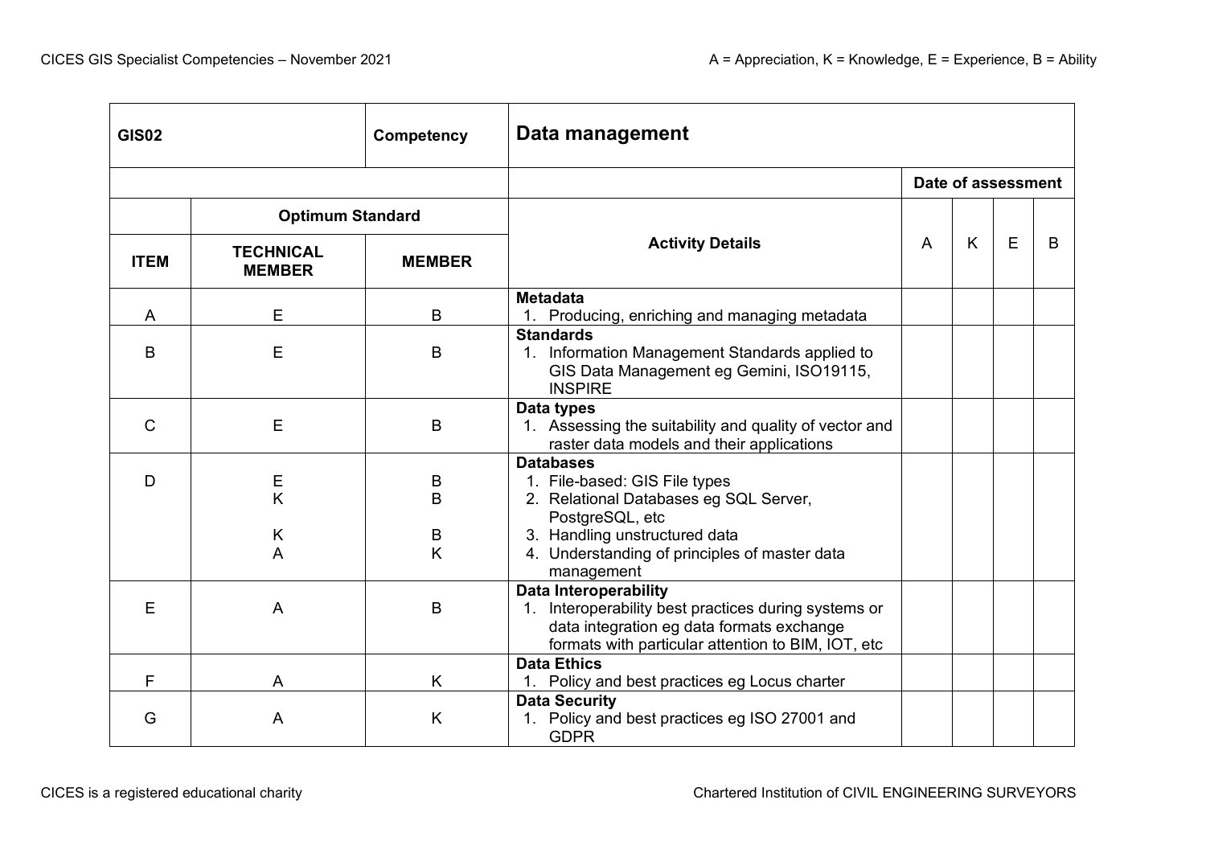| GIS02 | | Competency | Data management | | | | |
|---|---|---|---|---|---|---|---|
| | | | | Date of assessment | | | |
| | Optimum Standard | | Activity Details | A | K | E | B |
| ITEM | TECHNICAL MEMBER | MEMBER | | | | | |
| A | E | B | **Metadata**<br>1. Producing, enriching and managing metadata | | | | |
| B | E | B | **Standards**<br>1. Information Management Standards applied to GIS Data Management eg Gemini, ISO19115, INSPIRE | | | | |
| C | E | B | **Data types**<br>1. Assessing the suitability and quality of vector and raster data models and their applications | | | | |
| D | E<br>K<br><br>K<br>A | B<br>B<br><br>B<br>K | **Databases**<br>1. File-based: GIS File types<br>2. Relational Databases eg SQL Server, PostgreSQL, etc<br>3. Handling unstructured data<br>4. Understanding of principles of master data management | | | | |
| E | A | B | **Data Interoperability**<br>1. Interoperability best practices during systems or data integration eg data formats exchange formats with particular attention to BIM, IOT, etc | | | | |
| F | A | K | **Data Ethics**<br>1. Policy and best practices eg Locus charter | | | | |
| G | A | K | **Data Security**<br>1. Policy and best practices eg ISO 27001 and GDPR | | | | |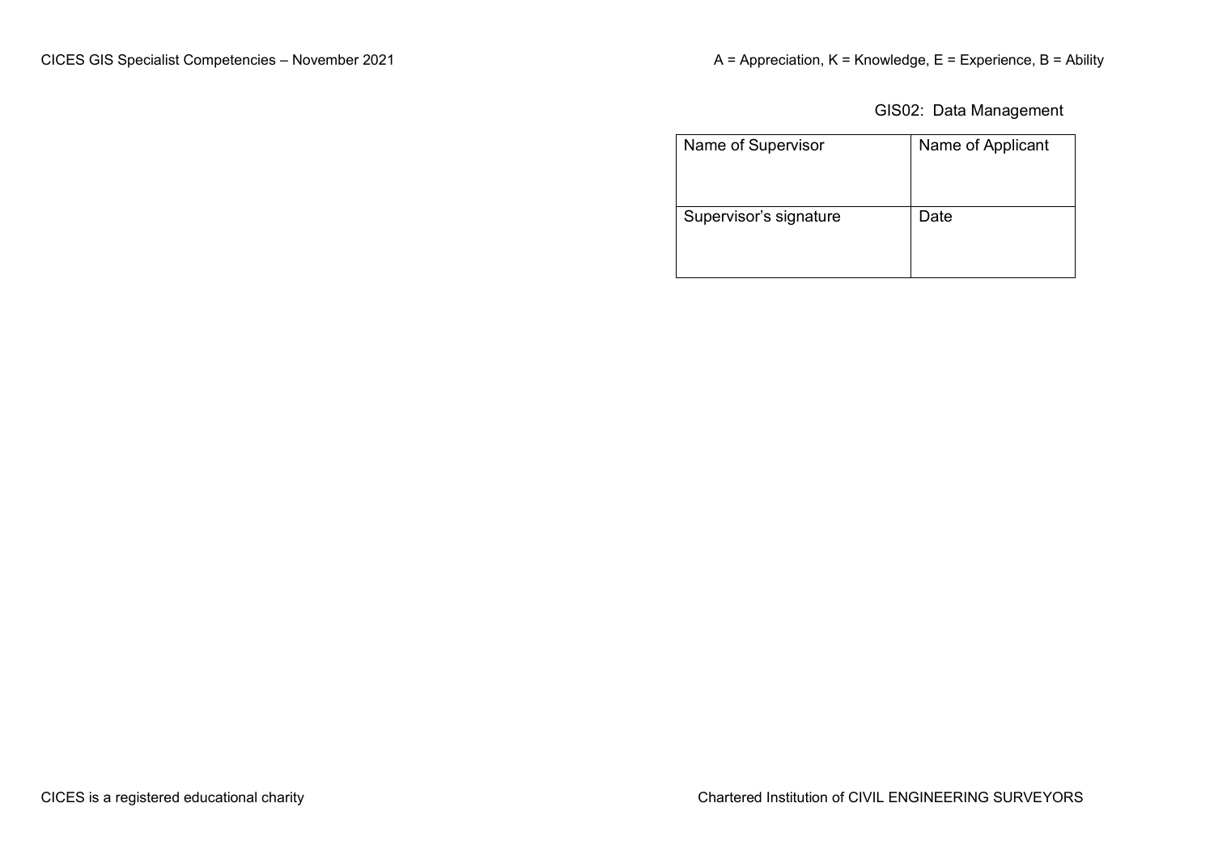GIS02: Data Management

| Name of Supervisor | Name of Applicant |
| --- | --- |
| Supervisor’s signature | Date |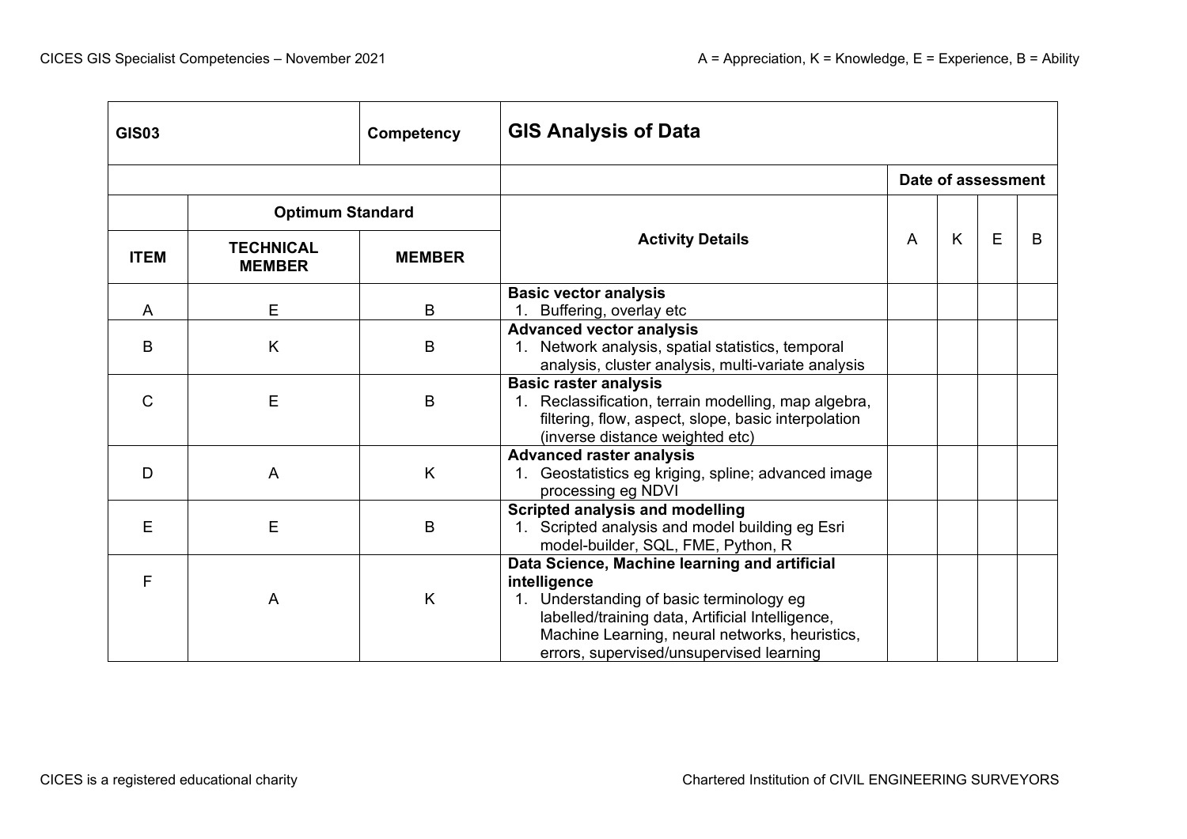| GIS03 | | Competency | GIS Analysis of Data | | | | |
|---|---|---|---|---|---|---|---|
| | | | | Date of assessment | | | |
| | Optimum Standard | | Activity Details | A | K | E | B |
| ITEM | TECHNICAL MEMBER | MEMBER | | | | | |
| A | E | B | **Basic vector analysis**<br>1. Buffering, overlay etc | | | | |
| B | K | B | **Advanced vector analysis**<br>1. Network analysis, spatial statistics, temporal analysis, cluster analysis, multi-variate analysis | | | | |
| C | E | B | **Basic raster analysis**<br>1. Reclassification, terrain modelling, map algebra, filtering, flow, aspect, slope, basic interpolation (inverse distance weighted etc) | | | | |
| D | A | K | **Advanced raster analysis**<br>1. Geostatistics eg kriging, spline; advanced image processing eg NDVI | | | | |
| E | E | B | **Scripted analysis and modelling**<br>1. Scripted analysis and model building eg Esri model-builder, SQL, FME, Python, R | | | | |
| F | A | K | **Data Science, Machine learning and artificial intelligence**<br>1. Understanding of basic terminology eg labelled/training data, Artificial Intelligence, Machine Learning, neural networks, heuristics, errors, supervised/unsupervised learning | | | | |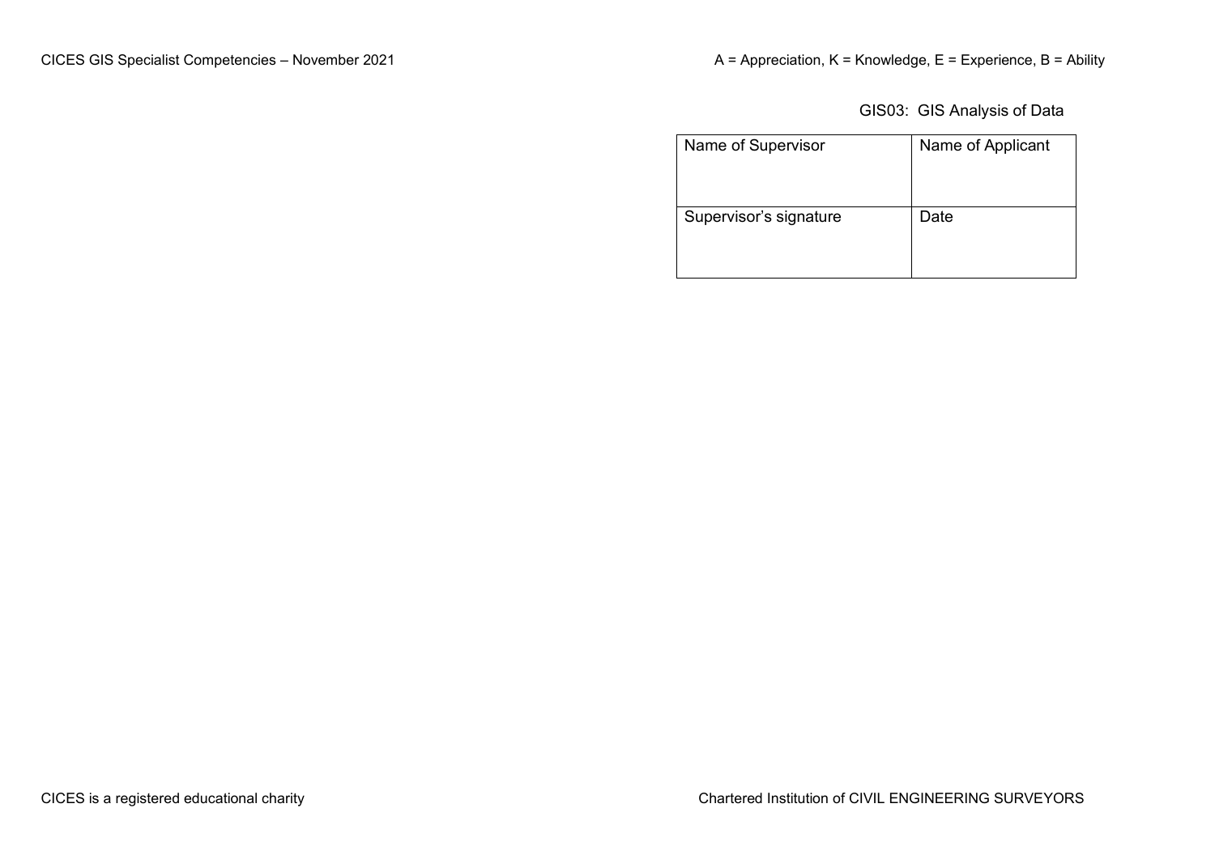GIS03: GIS Analysis of Data

| Name of Supervisor | Name of Applicant |
| --- | --- |
| Supervisor's signature | Date |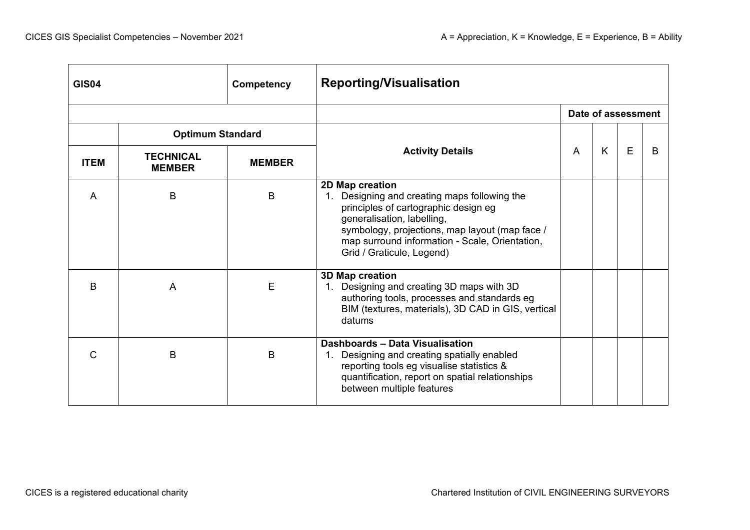| GIS04 | | Competency | Reporting/Visualisation | | | | |
|---|---|---|---|---|---|---|---|
| | | | | Date of assessment | | | |
| | Optimum Standard | | Activity Details | A | K | E | B |
| ITEM | TECHNICAL MEMBER | MEMBER | | | | | |
| A | B | B | **2D Map creation**<br>1. Designing and creating maps following the principles of cartographic design eg generalisation, labelling, symbology, projections, map layout (map face / map surround information - Scale, Orientation, Grid / Graticule, Legend) | | | | |
| B | A | E | **3D Map creation**<br>1. Designing and creating 3D maps with 3D authoring tools, processes and standards eg BIM (textures, materials), 3D CAD in GIS, vertical datums | | | | |
| C | B | B | **Dashboards – Data Visualisation**<br>1. Designing and creating spatially enabled reporting tools eg visualise statistics & quantification, report on spatial relationships between multiple features | | | | |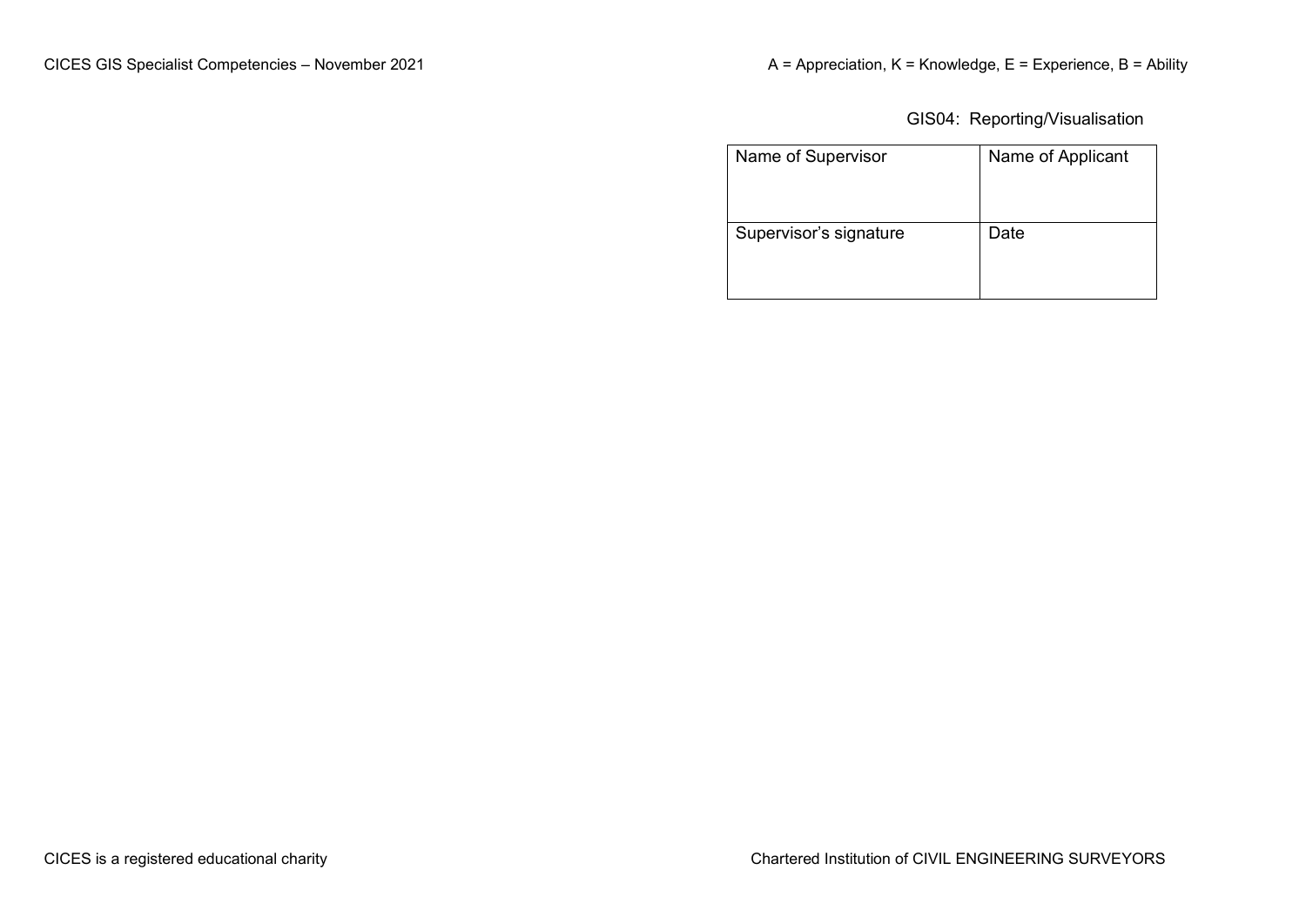A = Appreciation, K = Knowledge, E = Experience, B = Ability

GIS04: Reporting/Visualisation

| Name of Supervisor | Name of Applicant |
| --- | --- |
| Supervisor's signature | Date |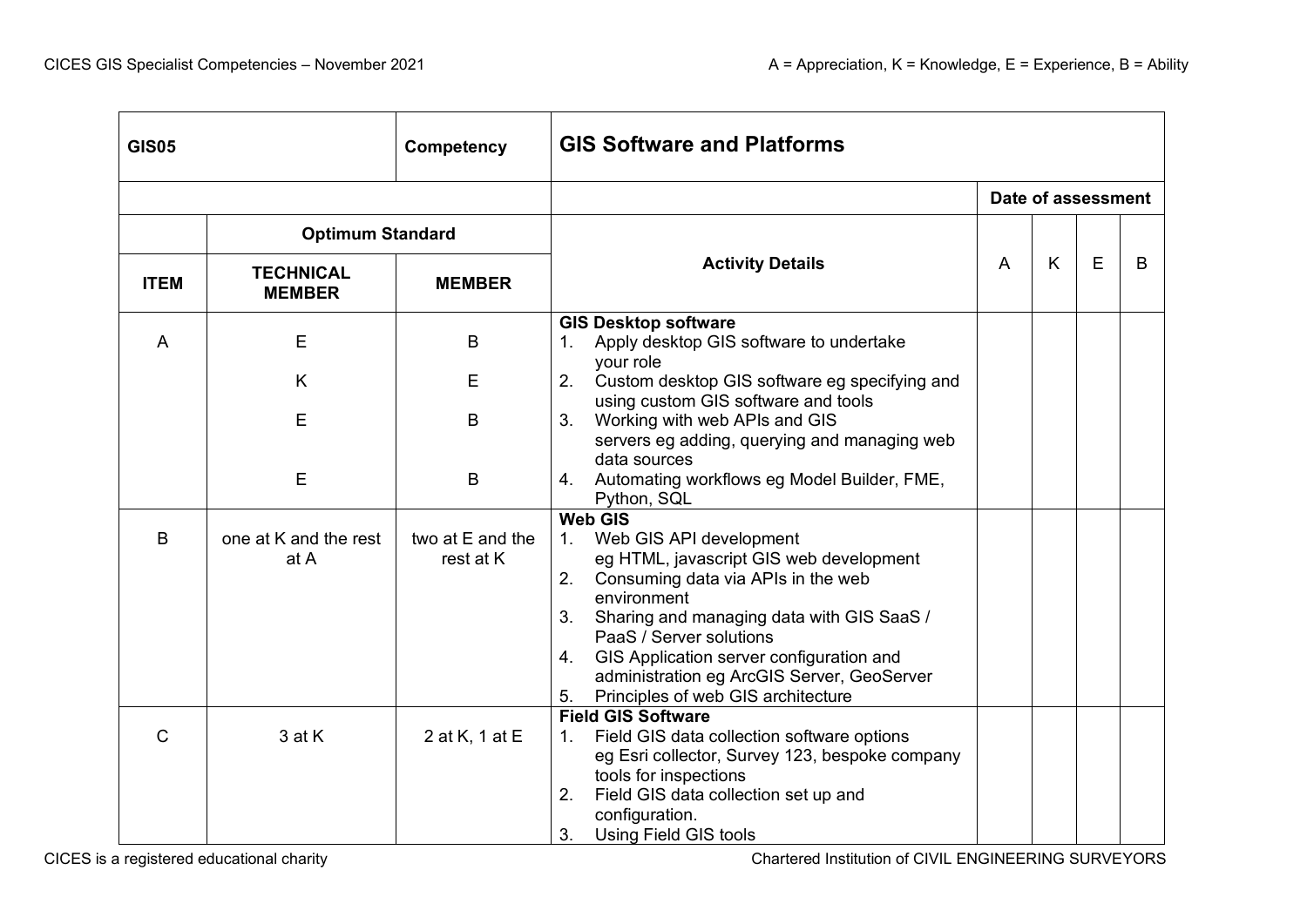| GIS05 | | Competency | GIS Software and Platforms | | | | |
|---|---|---|---|---|---|---|---|
| | | | | Date of assessment | | | |
| | Optimum Standard | | Activity Details | A | K | E | B |
| ITEM | TECHNICAL MEMBER | MEMBER | | | | | |
| A | E<br>K<br>E<br>E | B<br>E<br>B<br>B | **GIS Desktop software**<br>1. Apply desktop GIS software to undertake your role<br>2. Custom desktop GIS software eg specifying and using custom GIS software and tools<br>3. Working with web APIs and GIS servers eg adding, querying and managing web data sources<br>4. Automating workflows eg Model Builder, FME, Python, SQL | | | | |
| B | one at K and the rest at A | two at E and the rest at K | **Web GIS**<br>1. Web GIS API development eg HTML, javascript GIS web development<br>2. Consuming data via APIs in the web environment<br>3. Sharing and managing data with GIS SaaS / PaaS / Server solutions<br>4. GIS Application server configuration and administration eg ArcGIS Server, GeoServer<br>5. Principles of web GIS architecture | | | | |
| C | 3 at K | 2 at K, 1 at E | **Field GIS Software**<br>1. Field GIS data collection software options eg Esri collector, Survey 123, bespoke company tools for inspections<br>2. Field GIS data collection set up and configuration.<br>3. Using Field GIS tools | | | | |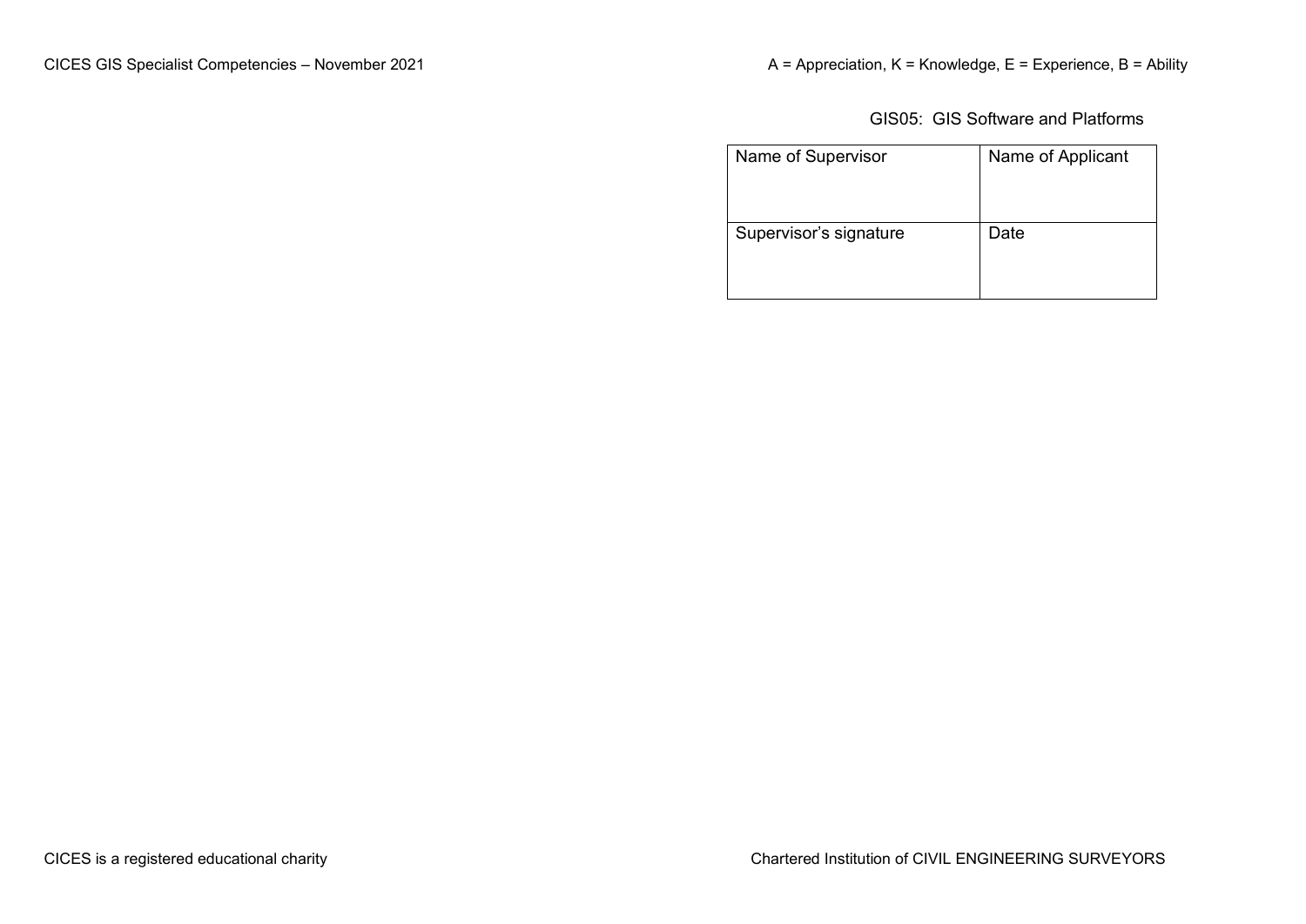## GIS05: GIS Software and Platforms

| Name of Supervisor | Name of Applicant |
| --- | --- |
| Supervisor's signature | Date |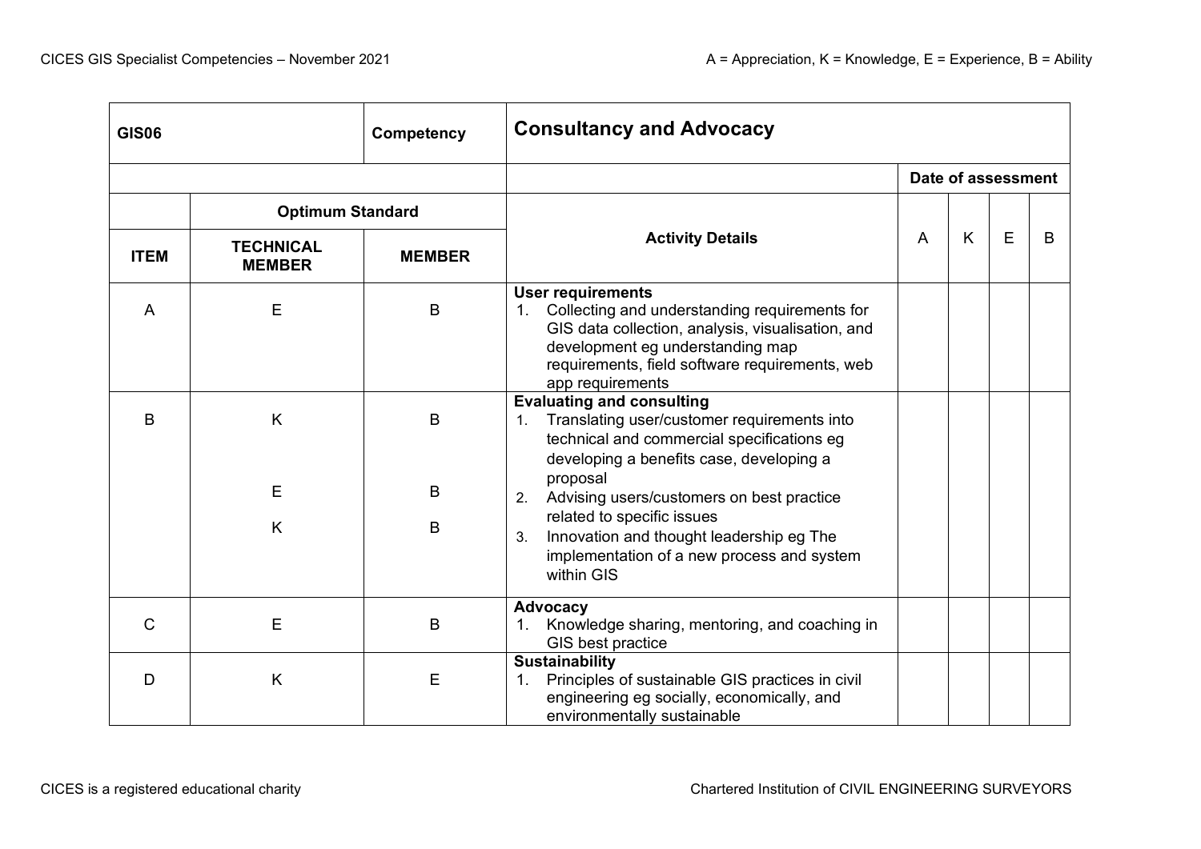| GIS06 | | Competency | Consultancy and Advocacy | | | | |
|---|---|---|---|---|---|---|---|
| | | | | Date of assessment | | | |
| | Optimum Standard | | Activity Details | A | K | E | B |
| ITEM | TECHNICAL MEMBER | MEMBER | | | | | |
| A | E | B | **User requirements**<br>1. Collecting and understanding requirements for GIS data collection, analysis, visualisation, and development eg understanding map requirements, field software requirements, web app requirements | | | | |
| B | K<br><br>E<br><br>K | B<br><br>B<br><br>B | **Evaluating and consulting**<br>1. Translating user/customer requirements into technical and commercial specifications eg developing a benefits case, developing a proposal<br>2. Advising users/customers on best practice related to specific issues<br>3. Innovation and thought leadership eg The implementation of a new process and system within GIS | | | | |
| C | E | B | **Advocacy**<br>1. Knowledge sharing, mentoring, and coaching in GIS best practice | | | | |
| D | K | E | **Sustainability**<br>1. Principles of sustainable GIS practices in civil engineering eg socially, economically, and environmentally sustainable | | | | |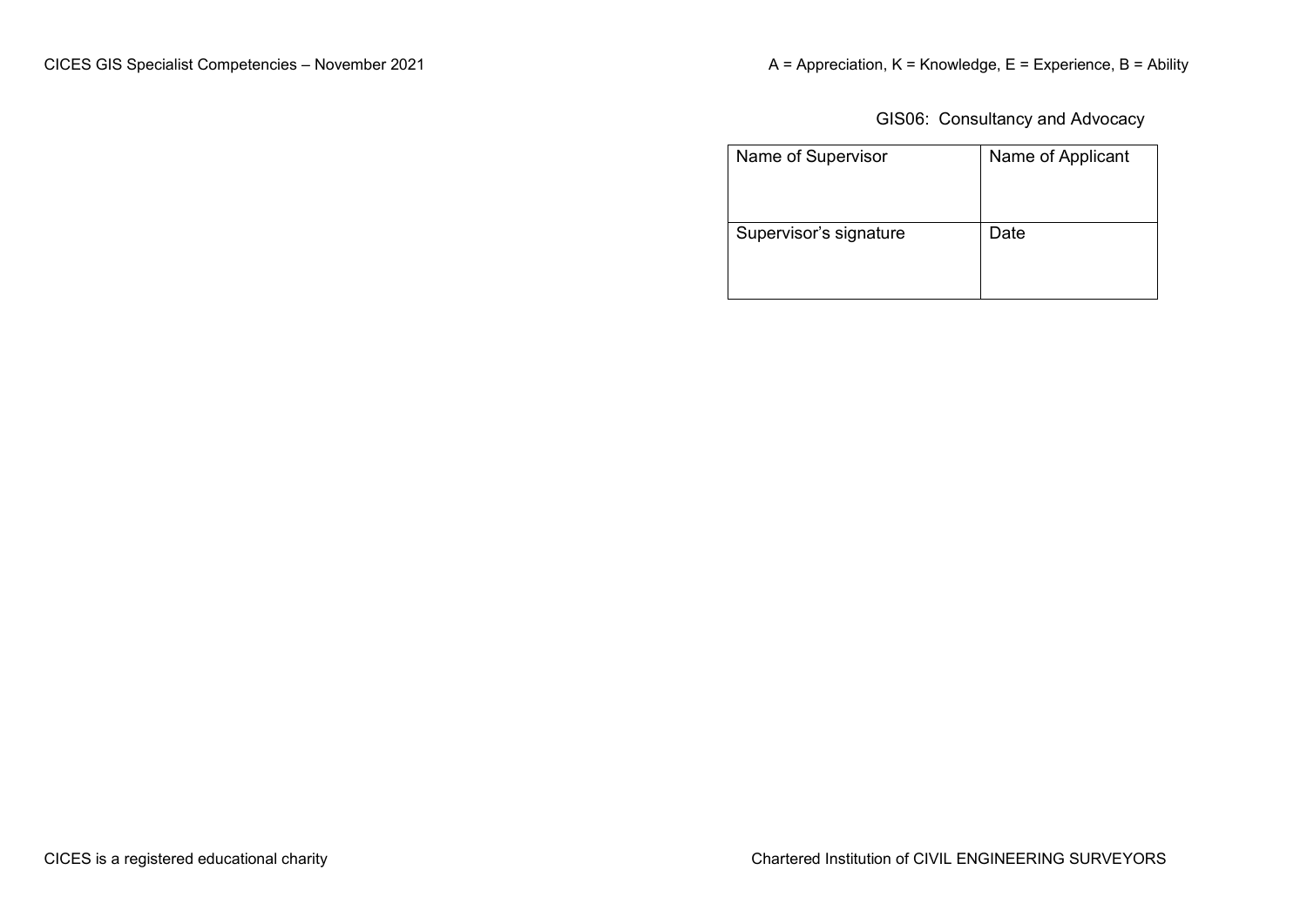GIS06: Consultancy and Advocacy

| | |
|---|---|
| Name of Supervisor | Name of Applicant |
| Supervisor's signature | Date |